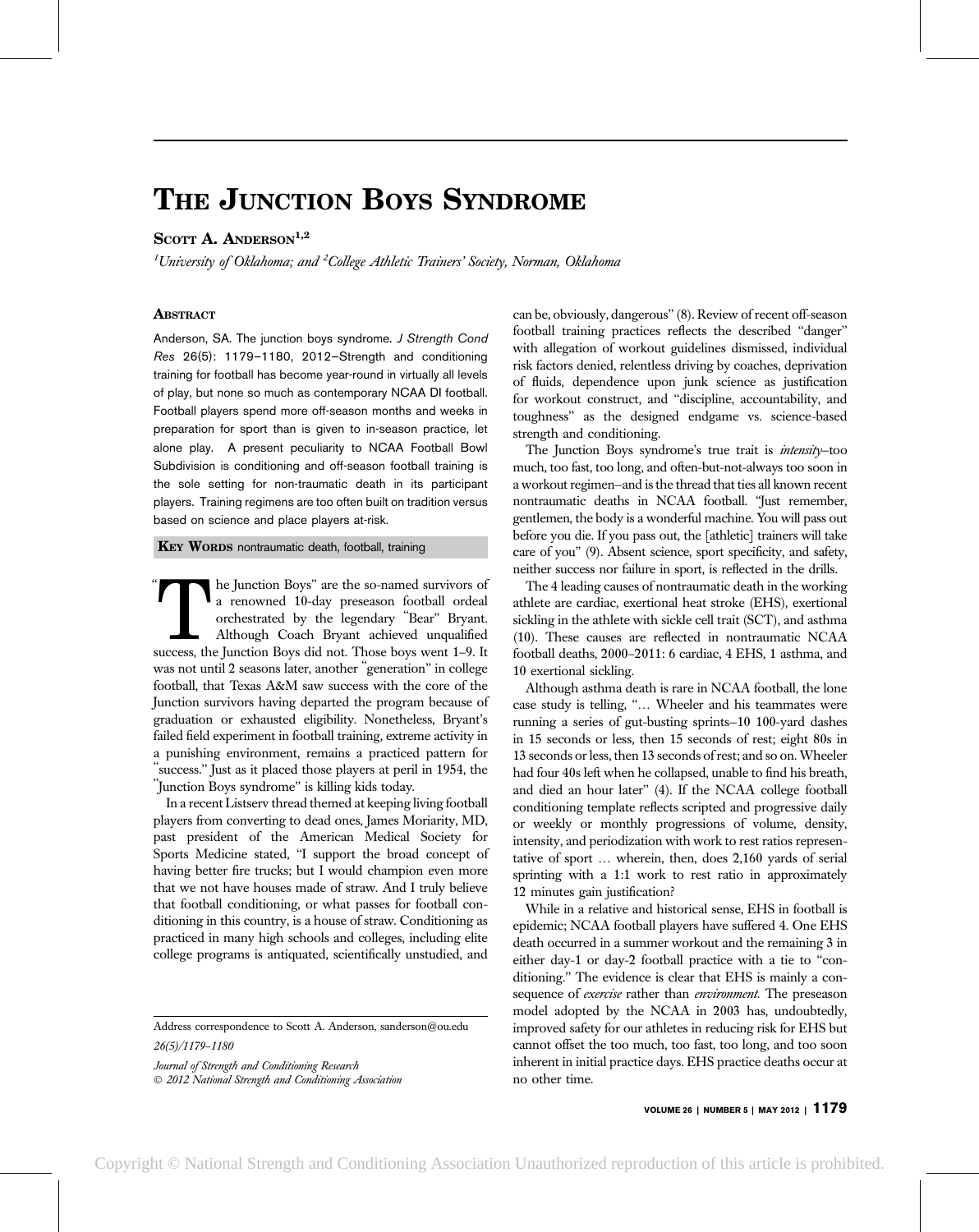# THE JUNCTION BOYS SYNDROME

SCOTT A. ANDERSON[1,2]

[1]University of Oklahoma; and [2]College Athletic Trainers' Society, Norman, Oklahoma

## ABSTRACT

Anderson, SA. The junction boys syndrome. *J Strength Cond Res* 26(5): 1179–1180, 2012—Strength and conditioning training for football has become year-round in virtually all levels of play, but none so much as contemporary NCAA DI football. Football players spend more off-season months and weeks in preparation for sport than is given to in-season practice, let alone play. A present peculiarity to NCAA Football Bowl Subdivision is conditioning and off-season football training is the sole setting for non-traumatic death in its participant players. Training regimens are too often built on tradition versus based on science and place players at-risk.

**KEY WORDS** nontraumatic death, football, training

"The Junction Boys" are the so-named survivors of a renowned 10-day preseason football ordeal orchestrated by the legendary "Bear" Bryant. Although Coach Bryant achieved unqualified success, the Junction Boys did not. Those boys went 1–9. It was not until 2 seasons later, another "generation" in college football, that Texas A&M saw success with the core of the Junction survivors having departed the program because of graduation or exhausted eligibility. Nonetheless, Bryant's failed field experiment in football training, extreme activity in a punishing environment, remains a practiced pattern for "success." Just as it placed those players at peril in 1954, the "Junction Boys syndrome" is killing kids today.

In a recent Listserv thread themed at keeping living football players from converting to dead ones, James Moriarity, MD, past president of the American Medical Society for Sports Medicine stated, "I support the broad concept of having better fire trucks; but I would champion even more that we not have houses made of straw. And I truly believe that football conditioning, or what passes for football conditioning in this country, is a house of straw. Conditioning as practiced in many high schools and colleges, including elite college programs is antiquated, scientifically unstudied, and can be, obviously, dangerous" (8). Review of recent off-season football training practices reflects the described "danger" with allegation of workout guidelines dismissed, individual risk factors denied, relentless driving by coaches, deprivation of fluids, dependence upon junk science as justification for workout construct, and "discipline, accountability, and toughness" as the designed endgame vs. science-based strength and conditioning.

The Junction Boys syndrome's true trait is *intensity*–too much, too fast, too long, and often-but-not-always too soon in a workout regimen–and is the thread that ties all known recent nontraumatic deaths in NCAA football. "Just remember, gentlemen, the body is a wonderful machine. You will pass out before you die. If you pass out, the [athletic] trainers will take care of you" (9). Absent science, sport specificity, and safety, neither success nor failure in sport, is reflected in the drills.

The 4 leading causes of nontraumatic death in the working athlete are cardiac, exertional heat stroke (EHS), exertional sickling in the athlete with sickle cell trait (SCT), and asthma (10). These causes are reflected in nontraumatic NCAA football deaths, 2000–2011: 6 cardiac, 4 EHS, 1 asthma, and 10 exertional sickling.

Although asthma death is rare in NCAA football, the lone case study is telling, "… Wheeler and his teammates were running a series of gut-busting sprints–10 100-yard dashes in 15 seconds or less, then 15 seconds of rest; eight 80s in 13 seconds or less, then 13 seconds of rest; and so on. Wheeler had four 40s left when he collapsed, unable to find his breath, and died an hour later" (4). If the NCAA college football conditioning template reflects scripted and progressive daily or weekly or monthly progressions of volume, density, intensity, and periodization with work to rest ratios representative of sport … wherein, then, does 2,160 yards of serial sprinting with a 1:1 work to rest ratio in approximately 12 minutes gain justification?

While in a relative and historical sense, EHS in football is epidemic; NCAA football players have suffered 4. One EHS death occurred in a summer workout and the remaining 3 in either day-1 or day-2 football practice with a tie to "conditioning." The evidence is clear that EHS is mainly a consequence of *exercise* rather than *environment*. The preseason model adopted by the NCAA in 2003 has, undoubtedly, improved safety for our athletes in reducing risk for EHS but cannot offset the too much, too fast, too long, and too soon inherent in initial practice days. EHS practice deaths occur at no other time.

Address correspondence to Scott A. Anderson, sanderson@ou.edu

26(5)/1179–1180

*Journal of Strength and Conditioning Research*
© 2012 National Strength and Conditioning Association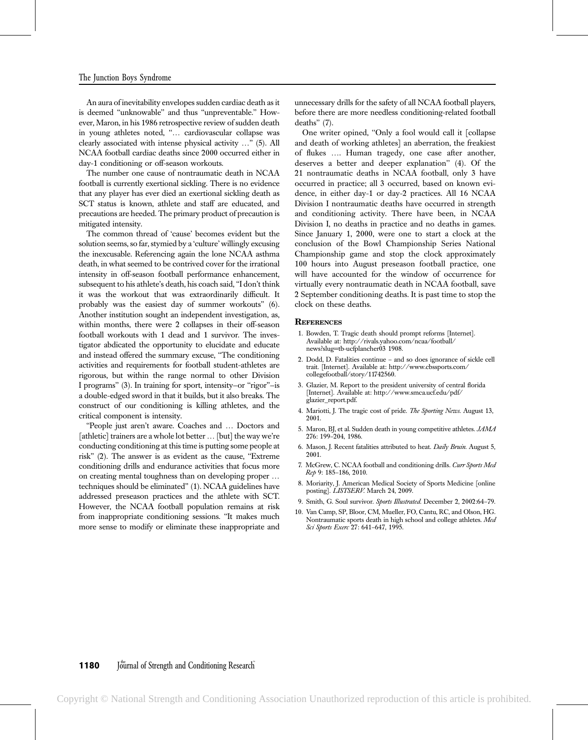An aura of inevitability envelopes sudden cardiac death as it is deemed "unknowable" and thus "unpreventable." However, Maron, in his 1986 retrospective review of sudden death in young athletes noted, "… cardiovascular collapse was clearly associated with intense physical activity …" (5). All NCAA football cardiac deaths since 2000 occurred either in day-1 conditioning or off-season workouts.

The number one cause of nontraumatic death in NCAA football is currently exertional sickling. There is no evidence that any player has ever died an exertional sickling death as SCT status is known, athlete and staff are educated, and precautions are heeded. The primary product of precaution is mitigated intensity.

The common thread of 'cause' becomes evident but the solution seems, so far, stymied by a 'culture' willingly excusing the inexcusable. Referencing again the lone NCAA asthma death, in what seemed to be contrived cover for the irrational intensity in off-season football performance enhancement, subsequent to his athlete's death, his coach said, "I don't think it was the workout that was extraordinarily difficult. It probably was the easiest day of summer workouts" (6). Another institution sought an independent investigation, as, within months, there were 2 collapses in their off-season football workouts with 1 dead and 1 survivor. The investigator abdicated the opportunity to elucidate and educate and instead offered the summary excuse, "The conditioning activities and requirements for football student-athletes are rigorous, but within the range normal to other Division I programs" (3). In training for sport, intensity–or "rigor"–is a double-edged sword in that it builds, but it also breaks. The construct of our conditioning is killing athletes, and the critical component is intensity.

"People just aren't aware. Coaches and … Doctors and [athletic] trainers are a whole lot better … [but] the way we're conducting conditioning at this time is putting some people at risk" (2). The answer is as evident as the cause, "Extreme conditioning drills and endurance activities that focus more on creating mental toughness than on developing proper … techniques should be eliminated" (1). NCAA guidelines have addressed preseason practices and the athlete with SCT. However, the NCAA football population remains at risk from inappropriate conditioning sessions. "It makes much more sense to modify or eliminate these inappropriate and unnecessary drills for the safety of all NCAA football players, before there are more needless conditioning-related football deaths" (7).

One writer opined, "Only a fool would call it [collapse and death of working athletes] an aberration, the freakiest of flukes …. Human tragedy, one case after another, deserves a better and deeper explanation" (4). Of the 21 nontraumatic deaths in NCAA football, only 3 have occurred in practice; all 3 occurred, based on known evidence, in either day-1 or day-2 practices. All 16 NCAA Division I nontraumatic deaths have occurred in strength and conditioning activity. There have been, in NCAA Division I, no deaths in practice and no deaths in games. Since January 1, 2000, were one to start a clock at the conclusion of the Bowl Championship Series National Championship game and stop the clock approximately 100 hours into August preseason football practice, one will have accounted for the window of occurrence for virtually every nontraumatic death in NCAA football, save 2 September conditioning deaths. It is past time to stop the clock on these deaths.

## References

1. Bowden, T. Tragic death should prompt reforms [Internet]. Available at: http://rivals.yahoo.com/ncaa/football/news?slug=tb-ucfplancher03 1908.
2. Dodd, D. Fatalities continue – and so does ignorance of sickle cell trait. [Internet]. Available at: http://www.cbssports.com/collegefootball/story/11742560.
3. Glazier, M. Report to the president university of central florida [Internet]. Available at: http://www.smca.ucf.edu/pdf/glazier_report.pdf.
4. Mariotti, J. The tragic cost of pride. *The Sporting News.* August 13, 2001.
5. Maron, BJ, et al. Sudden death in young competitive athletes. *JAMA* 276: 199–204, 1986.
6. Mason, J. Recent fatalities attributed to heat. *Daily Bruin.* August 5, 2001.
7. McGrew, C. NCAA football and conditioning drills. *Curr Sports Med Rep* 9: 185–186, 2010.
8. Moriarity, J. American Medical Society of Sports Medicine [online posting]. *LISTSERV.* March 24, 2009.
9. Smith, G. Soul survivor. *Sports Illustrated.* December 2, 2002:64–79.
10. Van Camp, SP, Bloor, CM, Mueller, FO, Cantu, RC, and Olson, HG. Nontraumatic sports death in high school and college athletes. *Med Sci Sports Exerc* 27: 641–647, 1995.